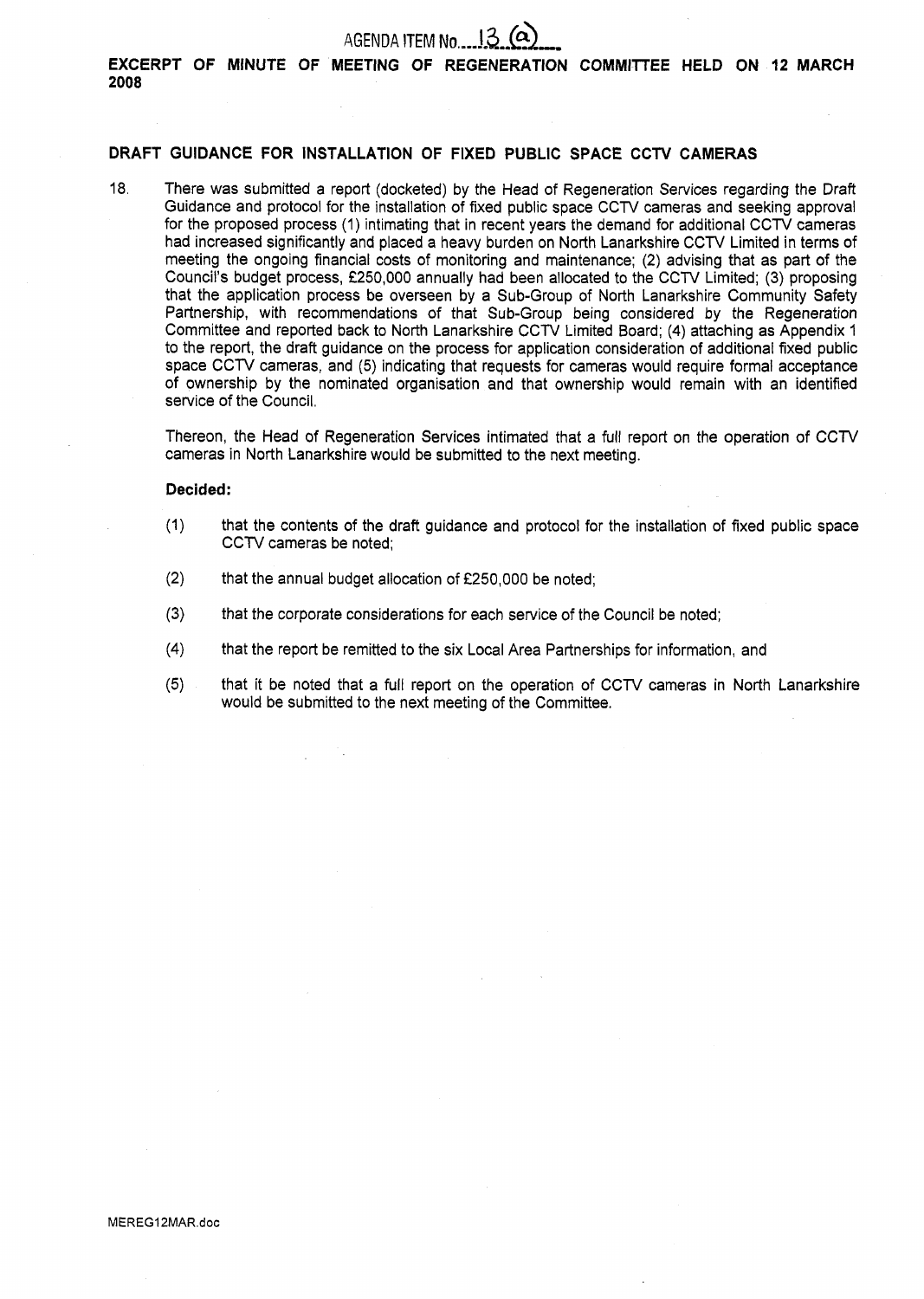AGENDA ITEM No. 13 (a)

**EXCERPT OF MINUTE OF MEETING OF REGENERATION COMMITTEE HELD ON 12 MARCH 2008**

**DRAFT GUIDANCE FOR INSTALLATION OF FIXED PUBLIC SPACE CCTV CAMERAS**

18. There was submitted a report (docketed) by the Head of Regeneration Services regarding the Draft Guidance and protocol for the installation of fixed public space CCTV cameras and seeking approval for the proposed process (1) intimating that in recent years the demand for additional CCTV cameras had increased significantly and placed a heavy burden on North Lanarkshire CCTV Limited in terms of meeting the ongoing financial costs of monitoring and maintenance; (2) advising that as part of the Council's budget process, £250,000 annually had been allocated to the CCTV Limited; (3) proposing that the application process be overseen by a Sub-Group of North Lanarkshire Community Safety Partnership, with recommendations of that Sub-Group being considered by the Regeneration Committee and reported back to North Lanarkshire CCTV Limited Board; (4) attaching as Appendix 1 to the report, the draft guidance on the process for application consideration of additional fixed public space CCTV cameras, and (5) indicating that requests for cameras would require formal acceptance of ownership by the nominated organisation and that ownership would remain with an identified service of the Council.

    Thereon, the Head of Regeneration Services intimated that a full report on the operation of CCTV cameras in North Lanarkshire would be submitted to the next meeting.

    **Decided:**

    (1) that the contents of the draft guidance and protocol for the installation of fixed public space CCTV cameras be noted;

    (2) that the annual budget allocation of £250,000 be noted;

    (3) that the corporate considerations for each service of the Council be noted;

    (4) that the report be remitted to the six Local Area Partnerships for information, and

    (5) that it be noted that a full report on the operation of CCTV cameras in North Lanarkshire would be submitted to the next meeting of the Committee.

MEREG12MAR.doc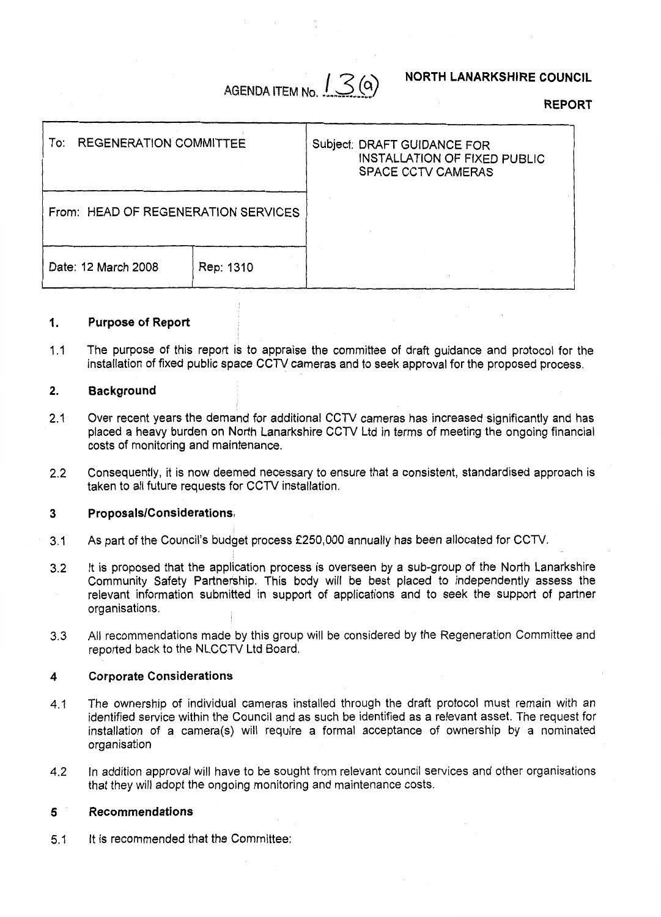AGENDA ITEM No. 13(a)

**NORTH LANARKSHIRE COUNCIL**

**REPORT**

| To: REGENERATION COMMITTEE | | Subject: DRAFT GUIDANCE FOR INSTALLATION OF FIXED PUBLIC SPACE CCTV CAMERAS |
|---|---|---|
| From: HEAD OF REGENERATION SERVICES | | |
| Date: 12 March 2008 | Rep: 1310 | |

## 1. Purpose of Report

1.1 The purpose of this report is to appraise the committee of draft guidance and protocol for the installation of fixed public space CCTV cameras and to seek approval for the proposed process.

## 2. Background

2.1 Over recent years the demand for additional CCTV cameras has increased significantly and has placed a heavy burden on North Lanarkshire CCTV Ltd in terms of meeting the ongoing financial costs of monitoring and maintenance.

2.2 Consequently, it is now deemed necessary to ensure that a consistent, standardised approach is taken to all future requests for CCTV installation.

## 3 Proposals/Considerations

3.1 As part of the Council's budget process £250,000 annually has been allocated for CCTV.

3.2 It is proposed that the application process is overseen by a sub-group of the North Lanarkshire Community Safety Partnership. This body will be best placed to independently assess the relevant information submitted in support of applications and to seek the support of partner organisations.

3.3 All recommendations made by this group will be considered by the Regeneration Committee and reported back to the NLCCTV Ltd Board.

## 4 Corporate Considerations

4.1 The ownership of individual cameras installed through the draft protocol must remain with an identified service within the Council and as such be identified as a relevant asset. The request for installation of a camera(s) will require a formal acceptance of ownership by a nominated organisation

4.2 In addition approval will have to be sought from relevant council services and other organisations that they will adopt the ongoing monitoring and maintenance costs.

## 5 Recommendations

5.1 It is recommended that the Committee: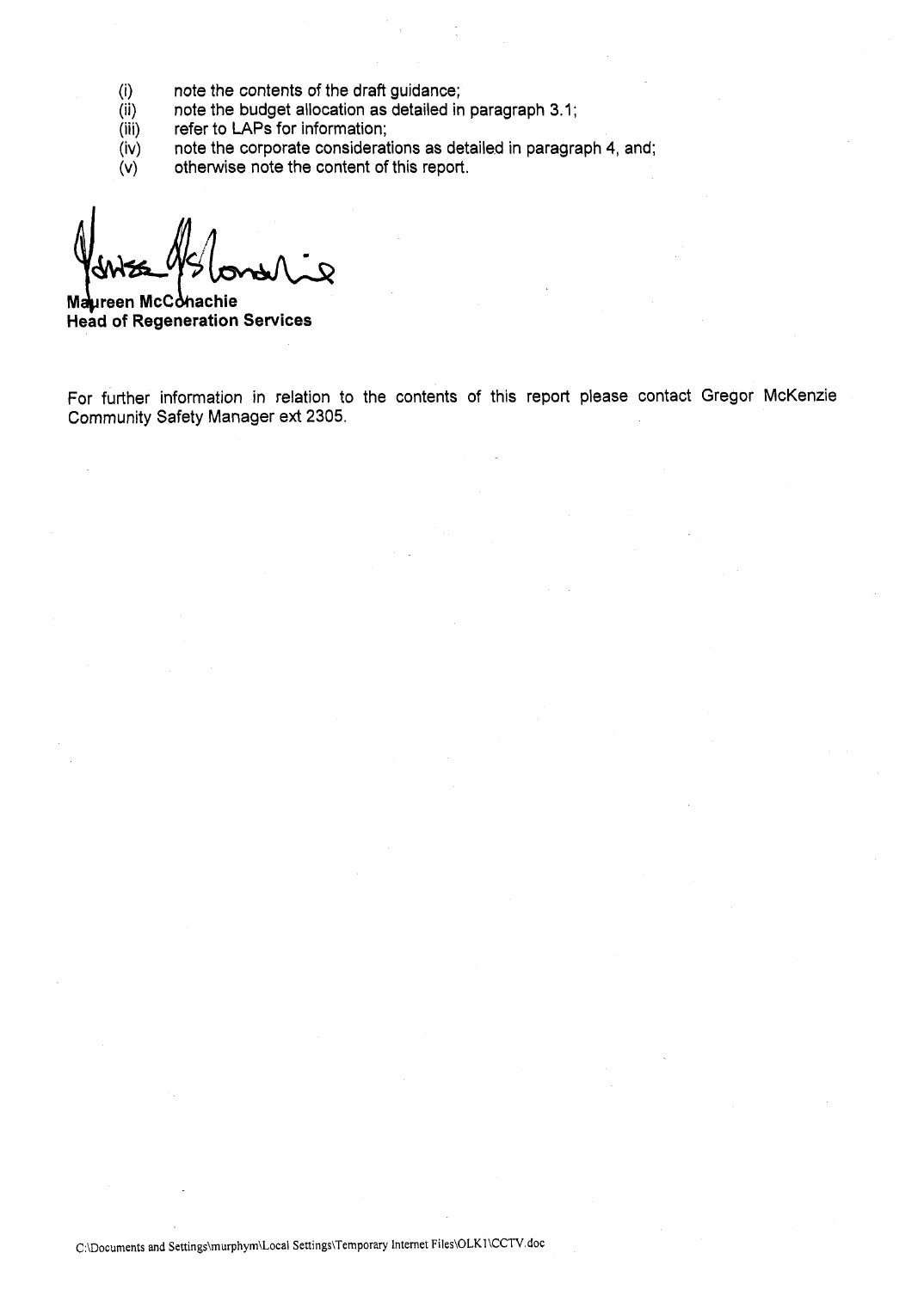(i) note the contents of the draft guidance;
(ii) note the budget allocation as detailed in paragraph 3.1;
(iii) refer to LAPs for information;
(iv) note the corporate considerations as detailed in paragraph 4, and;
(v) otherwise note the content of this report.

**Maureen McConachie**
**Head of Regeneration Services**

For further information in relation to the contents of this report please contact Gregor McKenzie Community Safety Manager ext 2305.

C:\Documents and Settings\murphym\Local Settings\Temporary Internet Files\OLK1\CCTV.doc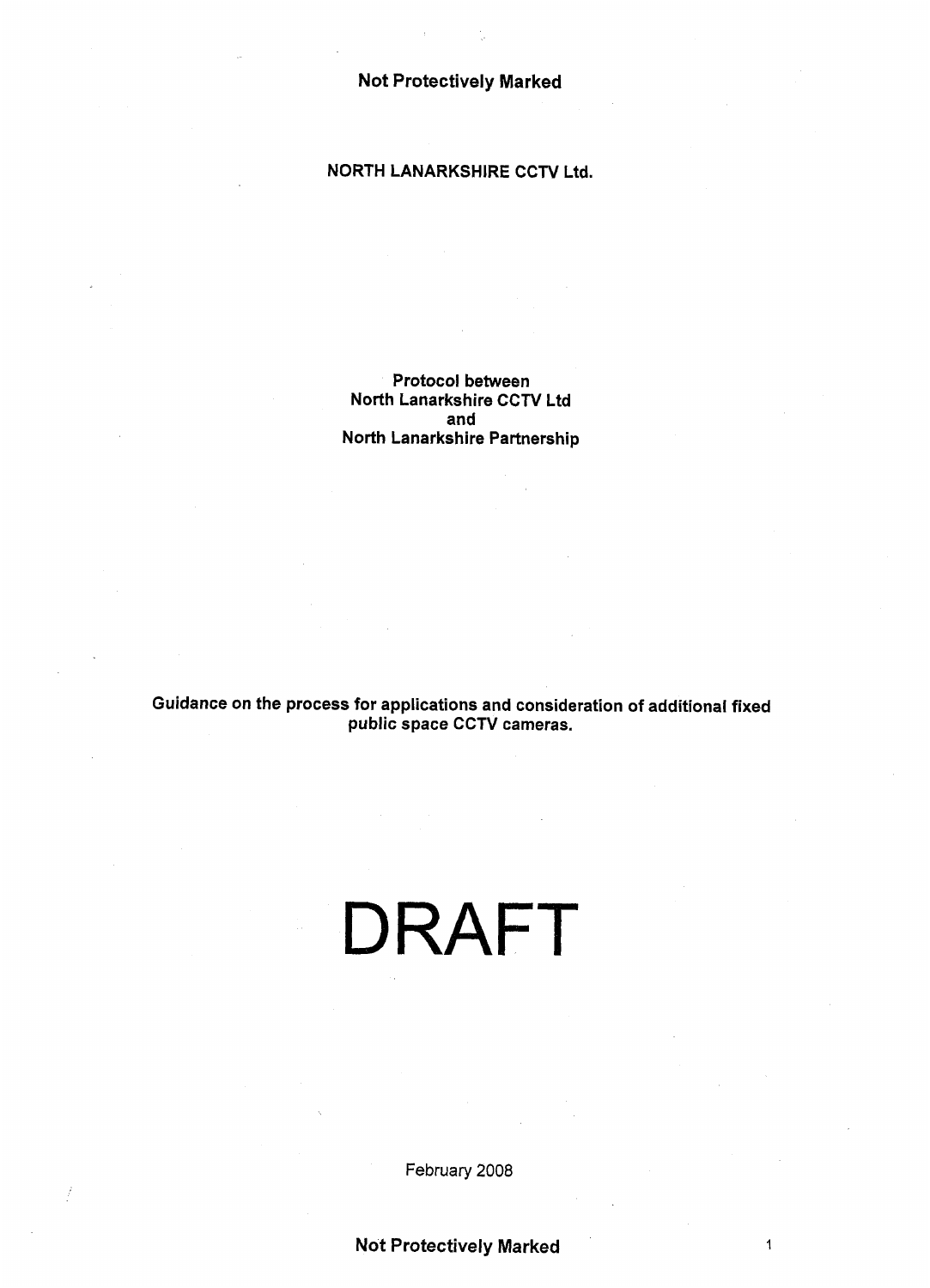Not Protectively Marked

# NORTH LANARKSHIRE CCTV Ltd.

**Protocol between**
**North Lanarkshire CCTV Ltd**
**and**
**North Lanarkshire Partnership**

**Guidance on the process for applications and consideration of additional fixed public space CCTV cameras.**

# DRAFT

February 2008

Not Protectively Marked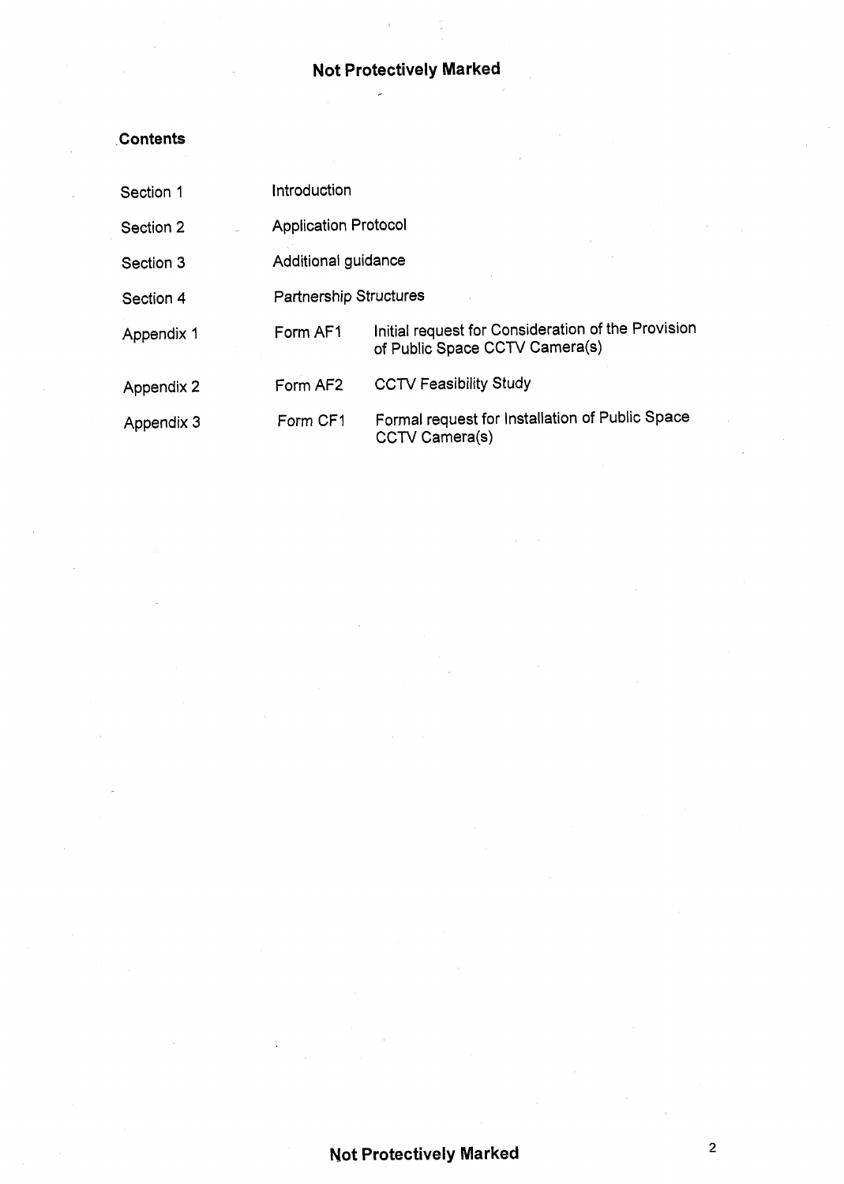## Contents

| | | |
|---|---|---|
| Section 1 | Introduction | |
| Section 2 | Application Protocol | |
| Section 3 | Additional guidance | |
| Section 4 | Partnership Structures | |
| Appendix 1 | Form AF1 | Initial request for Consideration of the Provision of Public Space CCTV Camera(s) |
| Appendix 2 | Form AF2 | CCTV Feasibility Study |
| Appendix 3 | Form CF1 | Formal request for Installation of Public Space CCTV Camera(s) |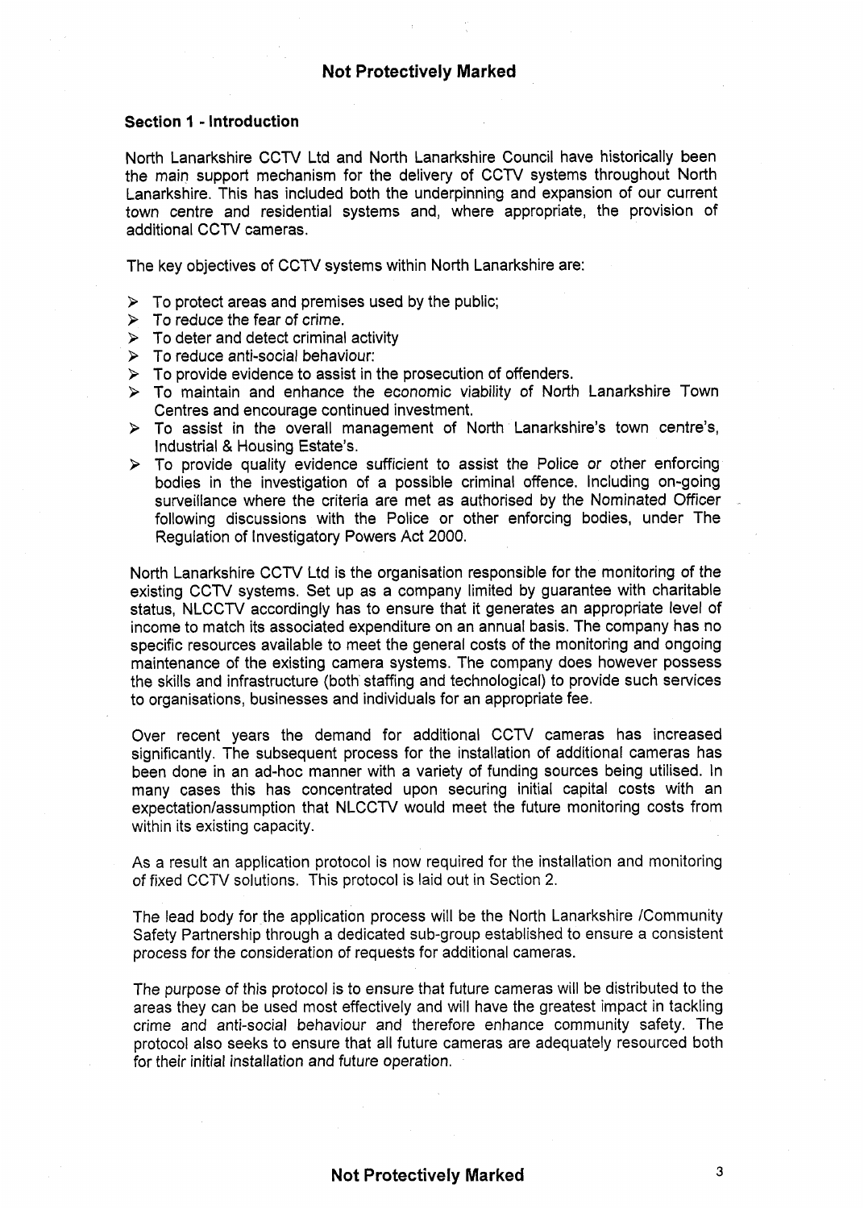## Section 1 - Introduction

North Lanarkshire CCTV Ltd and North Lanarkshire Council have historically been the main support mechanism for the delivery of CCTV systems throughout North Lanarkshire. This has included both the underpinning and expansion of our current town centre and residential systems and, where appropriate, the provision of additional CCTV cameras.

The key objectives of CCTV systems within North Lanarkshire are:

- To protect areas and premises used by the public;
- To reduce the fear of crime.
- To deter and detect criminal activity
- To reduce anti-social behaviour:
- To provide evidence to assist in the prosecution of offenders.
- To maintain and enhance the economic viability of North Lanarkshire Town Centres and encourage continued investment.
- To assist in the overall management of North Lanarkshire's town centre's, Industrial & Housing Estate's.
- To provide quality evidence sufficient to assist the Police or other enforcing bodies in the investigation of a possible criminal offence. Including on-going surveillance where the criteria are met as authorised by the Nominated Officer following discussions with the Police or other enforcing bodies, under The Regulation of Investigatory Powers Act 2000.

North Lanarkshire CCTV Ltd is the organisation responsible for the monitoring of the existing CCTV systems. Set up as a company limited by guarantee with charitable status, NLCCTV accordingly has to ensure that it generates an appropriate level of income to match its associated expenditure on an annual basis. The company has no specific resources available to meet the general costs of the monitoring and ongoing maintenance of the existing camera systems. The company does however possess the skills and infrastructure (both staffing and technological) to provide such services to organisations, businesses and individuals for an appropriate fee.

Over recent years the demand for additional CCTV cameras has increased significantly. The subsequent process for the installation of additional cameras has been done in an ad-hoc manner with a variety of funding sources being utilised. In many cases this has concentrated upon securing initial capital costs with an expectation/assumption that NLCCTV would meet the future monitoring costs from within its existing capacity.

As a result an application protocol is now required for the installation and monitoring of fixed CCTV solutions. This protocol is laid out in Section 2.

The lead body for the application process will be the North Lanarkshire /Community Safety Partnership through a dedicated sub-group established to ensure a consistent process for the consideration of requests for additional cameras.

The purpose of this protocol is to ensure that future cameras will be distributed to the areas they can be used most effectively and will have the greatest impact in tackling crime and anti-social behaviour and therefore enhance community safety. The protocol also seeks to ensure that all future cameras are adequately resourced both for their initial installation and future operation.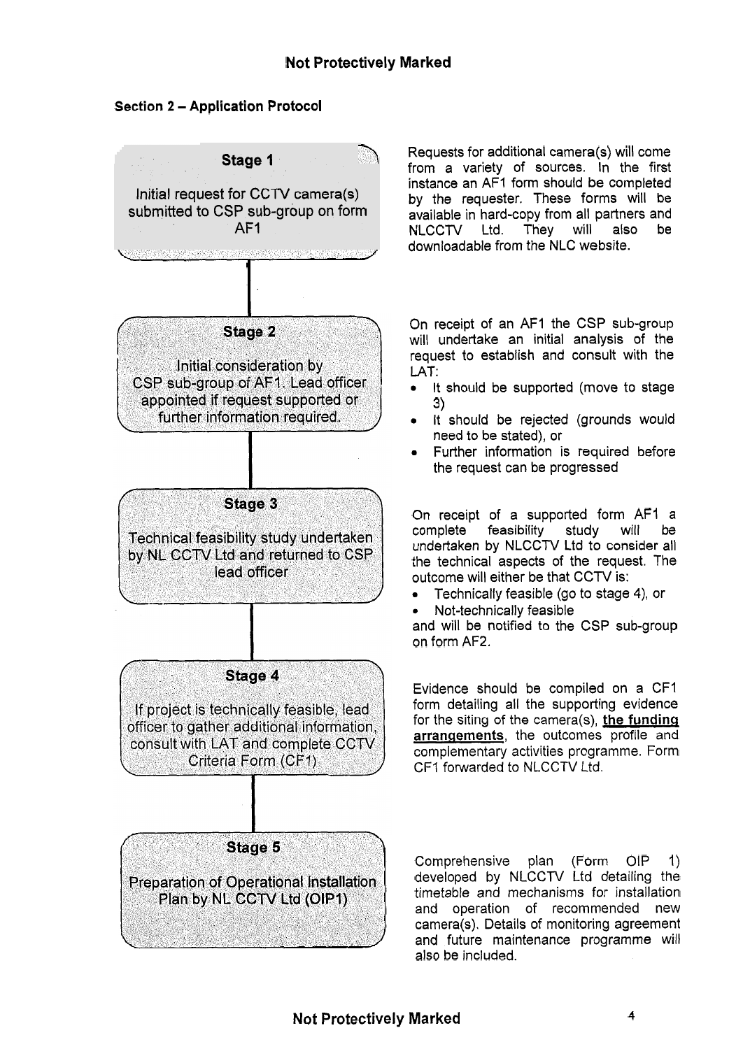## Section 2 – Application Protocol

**Stage 1**

Initial request for CCTV camera(s) submitted to CSP sub-group on form AF1

Requests for additional camera(s) will come from a variety of sources. In the first instance an AF1 form should be completed by the requester. These forms will be available in hard-copy from all partners and NLCCTV Ltd. They will also be downloadable from the NLC website.

**Stage 2**

Initial consideration by CSP sub-group of AF1. Lead officer appointed if request supported or further information required.

On receipt of an AF1 the CSP sub-group will undertake an initial analysis of the request to establish and consult with the LAT:

- It should be supported (move to stage 3)
- It should be rejected (grounds would need to be stated), or
- Further information is required before the request can be progressed

**Stage 3**

Technical feasibility study undertaken by NL CCTV Ltd and returned to CSP lead officer

On receipt of a supported form AF1 a complete feasibility study will be undertaken by NLCCTV Ltd to consider all the technical aspects of the request. The outcome will either be that CCTV is:

- Technically feasible (go to stage 4), or
- Not-technically feasible

and will be notified to the CSP sub-group on form AF2.

**Stage 4**

If project is technically feasible, lead officer to gather additional information, consult with LAT and complete CCTV Criteria Form (CF1)

Evidence should be compiled on a CF1 form detailing all the supporting evidence for the siting of the camera(s), **the funding arrangements**, the outcomes profile and complementary activities programme. Form CF1 forwarded to NLCCTV Ltd.

**Stage 5**

Preparation of Operational Installation Plan by NL CCTV Ltd (OIP1)

Comprehensive plan (Form OIP 1) developed by NLCCTV Ltd detailing the timetable and mechanisms for installation and operation of recommended new camera(s). Details of monitoring agreement and future maintenance programme will also be included.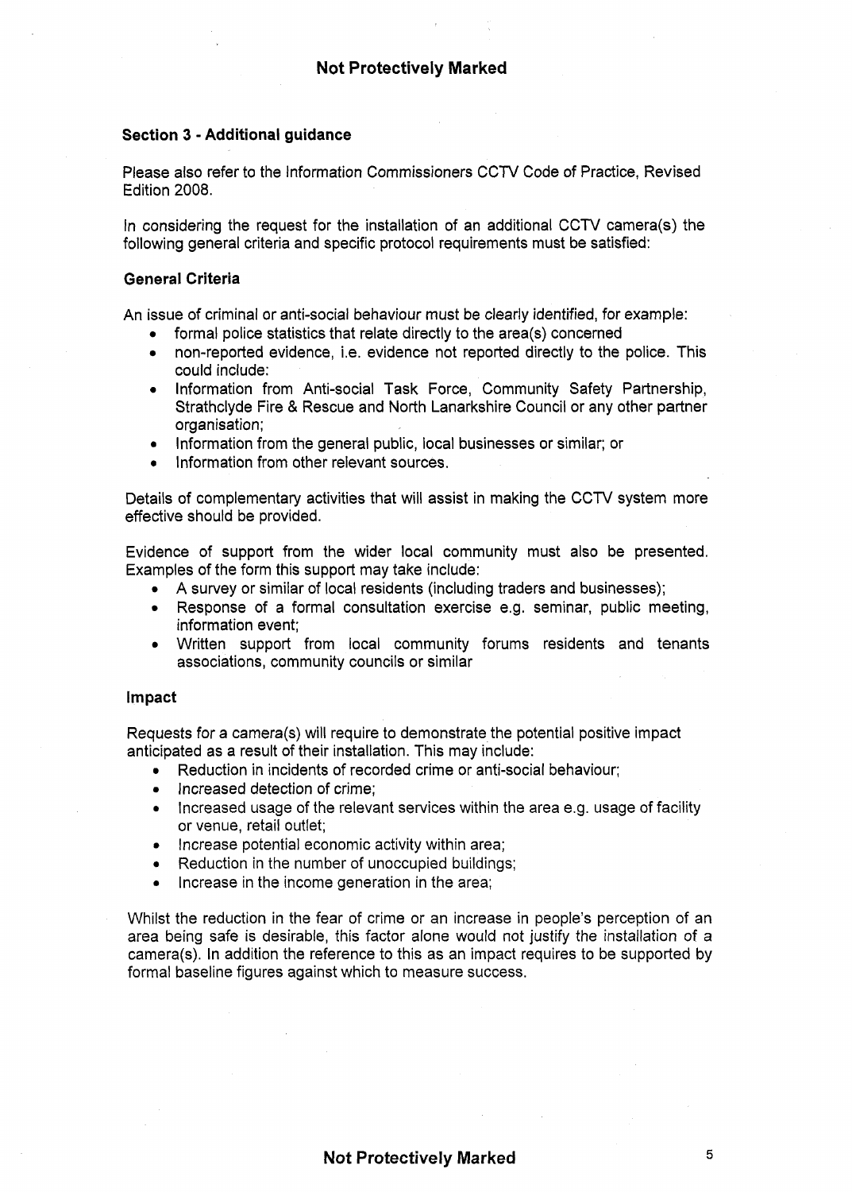### Section 3 - Additional guidance

Please also refer to the Information Commissioners CCTV Code of Practice, Revised Edition 2008.

In considering the request for the installation of an additional CCTV camera(s) the following general criteria and specific protocol requirements must be satisfied:

#### General Criteria

An issue of criminal or anti-social behaviour must be clearly identified, for example:

- formal police statistics that relate directly to the area(s) concerned
- non-reported evidence, i.e. evidence not reported directly to the police. This could include:
- Information from Anti-social Task Force, Community Safety Partnership, Strathclyde Fire & Rescue and North Lanarkshire Council or any other partner organisation;
- Information from the general public, local businesses or similar; or
- Information from other relevant sources.

Details of complementary activities that will assist in making the CCTV system more effective should be provided.

Evidence of support from the wider local community must also be presented. Examples of the form this support may take include:

- A survey or similar of local residents (including traders and businesses);
- Response of a formal consultation exercise e.g. seminar, public meeting, information event;
- Written support from local community forums residents and tenants associations, community councils or similar

#### Impact

Requests for a camera(s) will require to demonstrate the potential positive impact anticipated as a result of their installation. This may include:

- Reduction in incidents of recorded crime or anti-social behaviour;
- Increased detection of crime;
- Increased usage of the relevant services within the area e.g. usage of facility or venue, retail outlet;
- Increase potential economic activity within area;
- Reduction in the number of unoccupied buildings;
- Increase in the income generation in the area;

Whilst the reduction in the fear of crime or an increase in people's perception of an area being safe is desirable, this factor alone would not justify the installation of a camera(s). In addition the reference to this as an impact requires to be supported by formal baseline figures against which to measure success.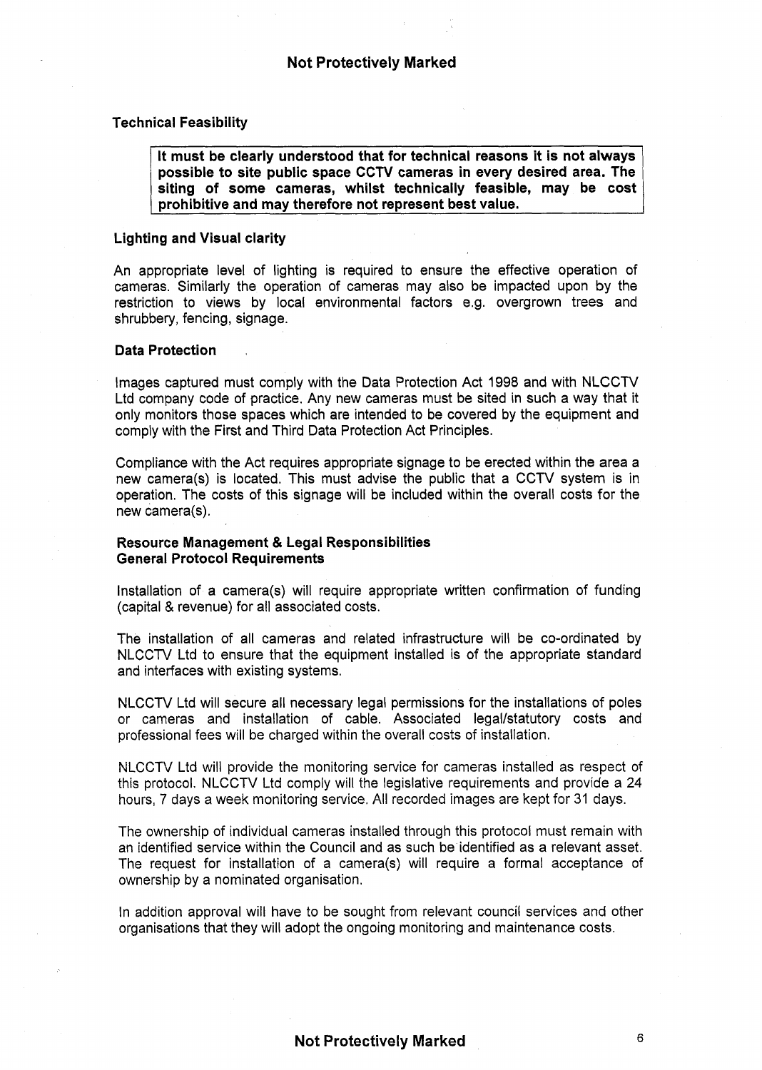### Technical Feasibility

> **It must be clearly understood that for technical reasons it is not always possible to site public space CCTV cameras in every desired area. The siting of some cameras, whilst technically feasible, may be cost prohibitive and may therefore not represent best value.**

### Lighting and Visual clarity

An appropriate level of lighting is required to ensure the effective operation of cameras. Similarly the operation of cameras may also be impacted upon by the restriction to views by local environmental factors e.g. overgrown trees and shrubbery, fencing, signage.

### Data Protection

Images captured must comply with the Data Protection Act 1998 and with NLCCTV Ltd company code of practice. Any new cameras must be sited in such a way that it only monitors those spaces which are intended to be covered by the equipment and comply with the First and Third Data Protection Act Principles.

Compliance with the Act requires appropriate signage to be erected within the area a new camera(s) is located. This must advise the public that a CCTV system is in operation. The costs of this signage will be included within the overall costs for the new camera(s).

### Resource Management & Legal Responsibilities
### General Protocol Requirements

Installation of a camera(s) will require appropriate written confirmation of funding (capital & revenue) for all associated costs.

The installation of all cameras and related infrastructure will be co-ordinated by NLCCTV Ltd to ensure that the equipment installed is of the appropriate standard and interfaces with existing systems.

NLCCTV Ltd will secure all necessary legal permissions for the installations of poles or cameras and installation of cable. Associated legal/statutory costs and professional fees will be charged within the overall costs of installation.

NLCCTV Ltd will provide the monitoring service for cameras installed as respect of this protocol. NLCCTV Ltd comply will the legislative requirements and provide a 24 hours, 7 days a week monitoring service. All recorded images are kept for 31 days.

The ownership of individual cameras installed through this protocol must remain with an identified service within the Council and as such be identified as a relevant asset. The request for installation of a camera(s) will require a formal acceptance of ownership by a nominated organisation.

In addition approval will have to be sought from relevant council services and other organisations that they will adopt the ongoing monitoring and maintenance costs.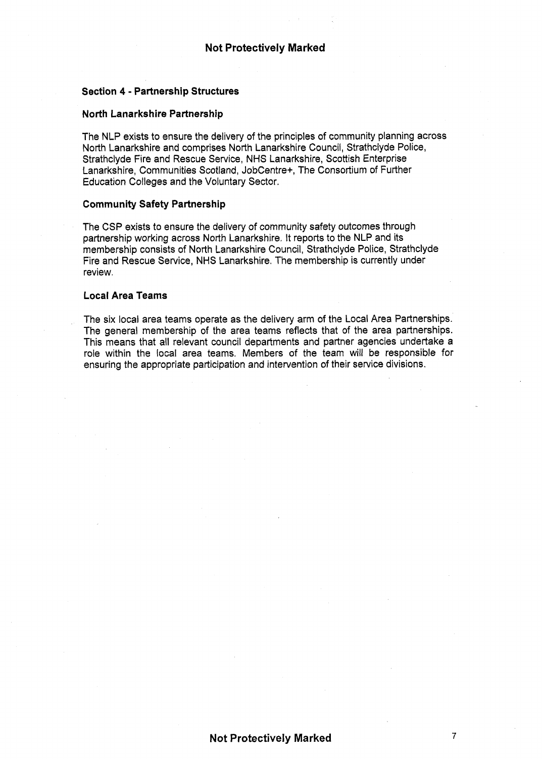## Section 4 - Partnership Structures

### North Lanarkshire Partnership

The NLP exists to ensure the delivery of the principles of community planning across North Lanarkshire and comprises North Lanarkshire Council, Strathclyde Police, Strathclyde Fire and Rescue Service, NHS Lanarkshire, Scottish Enterprise Lanarkshire, Communities Scotland, JobCentre+, The Consortium of Further Education Colleges and the Voluntary Sector.

### Community Safety Partnership

The CSP exists to ensure the delivery of community safety outcomes through partnership working across North Lanarkshire. It reports to the NLP and its membership consists of North Lanarkshire Council, Strathclyde Police, Strathclyde Fire and Rescue Service, NHS Lanarkshire. The membership is currently under review.

### Local Area Teams

The six local area teams operate as the delivery arm of the Local Area Partnerships. The general membership of the area teams reflects that of the area partnerships. This means that all relevant council departments and partner agencies undertake a role within the local area teams. Members of the team will be responsible for ensuring the appropriate participation and intervention of their service divisions.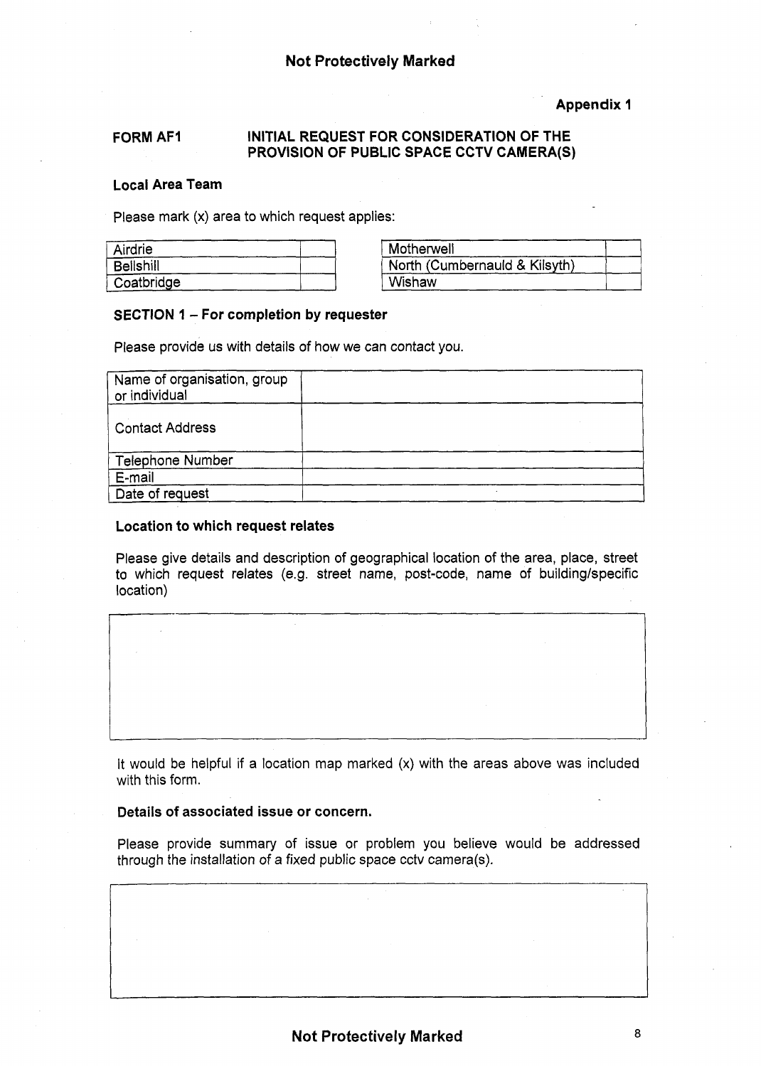**Not Protectively Marked**

**Appendix 1**

**FORM AF1** **INITIAL REQUEST FOR CONSIDERATION OF THE PROVISION OF PUBLIC SPACE CCTV CAMERA(S)**

**Local Area Team**

Please mark (x) area to which request applies:

| Airdrie | |
|---|---|
| Bellshill | |
| Coatbridge | |

| Motherwell | |
|---|---|
| North (Cumbernauld & Kilsyth) | |
| Wishaw | |

**SECTION 1 – For completion by requester**

Please provide us with details of how we can contact you.

| Name of organisation, group or individual | |
|---|---|
| Contact Address | |
| Telephone Number | |
| E-mail | |
| Date of request | |

**Location to which request relates**

Please give details and description of geographical location of the area, place, street to which request relates (e.g. street name, post-code, name of building/specific location)

| |
|---|
| |

It would be helpful if a location map marked (x) with the areas above was included with this form.

**Details of associated issue or concern.**

Please provide summary of issue or problem you believe would be addressed through the installation of a fixed public space cctv camera(s).

| |
|---|
| |

**Not Protectively Marked**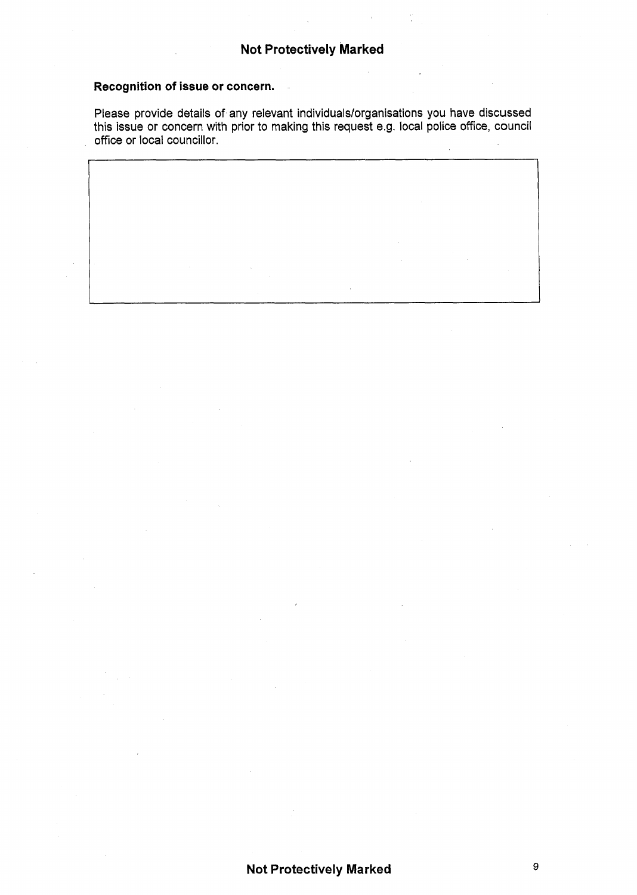**Recognition of issue or concern.**

Please provide details of any relevant individuals/organisations you have discussed this issue or concern with prior to making this request e.g. local police office, council office or local councillor.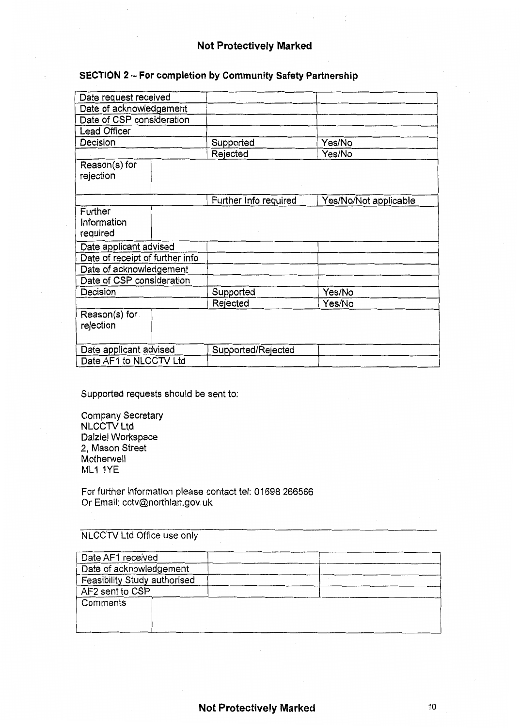**Not Protectively Marked**

## SECTION 2 – For completion by Community Safety Partnership

| | | |
|---|---|---|
| Date request received | | |
| Date of acknowledgement | | |
| Date of CSP consideration | | |
| Lead Officer | | |
| Decision | Supported | Yes/No |
| | Rejected | Yes/No |
| Reason(s) for rejection | | |
| | Further Info required | Yes/No/Not applicable |
| Further Information required | | |
| Date applicant advised | | |
| Date of receipt of further info | | |
| Date of acknowledgement | | |
| Date of CSP consideration | | |
| Decision | Supported | Yes/No |
| | Rejected | Yes/No |
| Reason(s) for rejection | | |
| Date applicant advised | Supported/Rejected | |
| Date AF1 to NLCCTV Ltd | | |

Supported requests should be sent to:

Company Secretary
NLCCTV Ltd
Dalziel Workspace
2, Mason Street
Motherwell
ML1 1YE

For further information please contact tel: 01698 266566
Or Email: cctv@northlan.gov.uk

---

NLCCTV Ltd Office use only

| | | |
|---|---|---|
| Date AF1 received | | |
| Date of acknowledgement | | |
| Feasibility Study authorised | | |
| AF2 sent to CSP | | |
| Comments | | |

**Not Protectively Marked**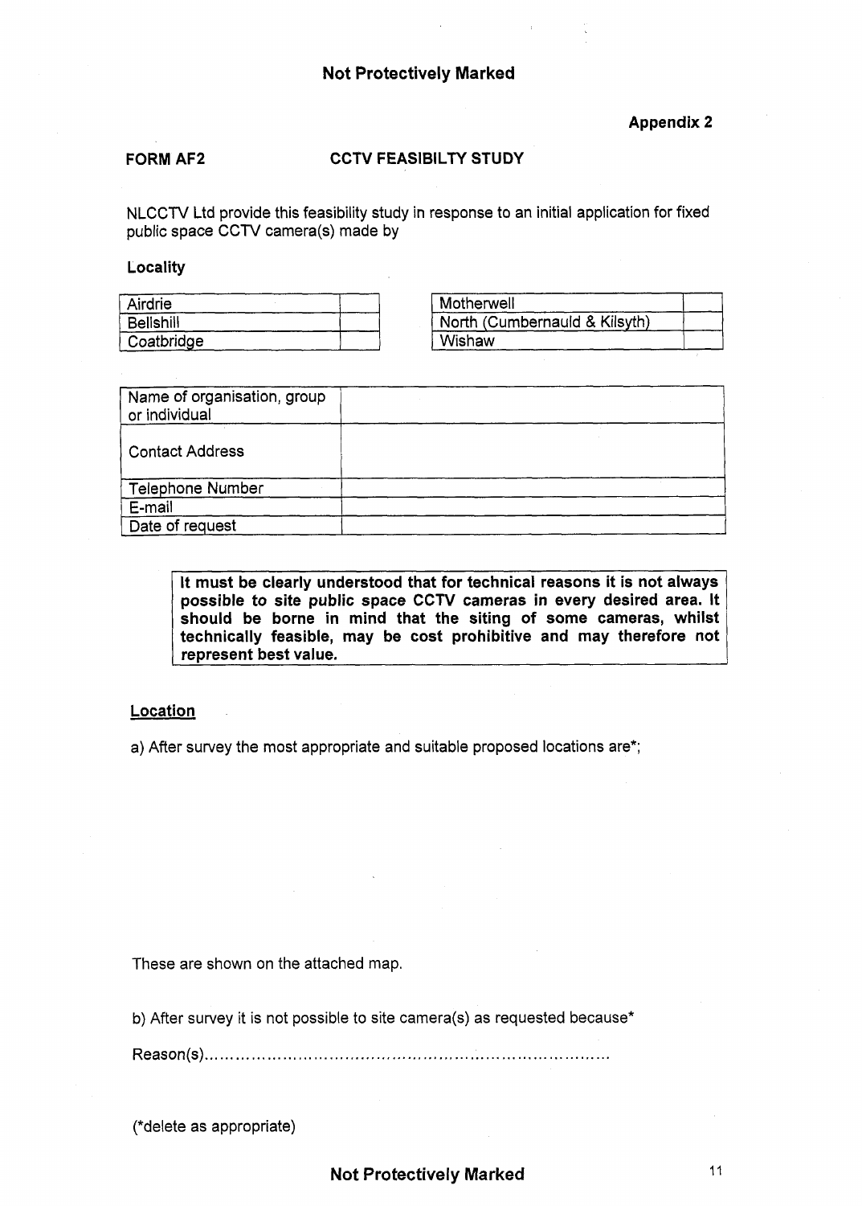**Appendix 2**

**FORM AF2** **CCTV FEASIBILTY STUDY**

NLCCTV Ltd provide this feasibility study in response to an initial application for fixed public space CCTV camera(s) made by

**Locality**

| Airdrie | |
|---|---|
| Bellshill | |
| Coatbridge | |

| Motherwell | |
|---|---|
| North (Cumbernauld & Kilsyth) | |
| Wishaw | |

| Name of organisation, group or individual | |
|---|---|
| Contact Address | |
| Telephone Number | |
| E-mail | |
| Date of request | |

**It must be clearly understood that for technical reasons it is not always possible to site public space CCTV cameras in every desired area. It should be borne in mind that the siting of some cameras, whilst technically feasible, may be cost prohibitive and may therefore not represent best value.**

**Location**

a) After survey the most appropriate and suitable proposed locations are*;

These are shown on the attached map.

b) After survey it is not possible to site camera(s) as requested because*

Reason(s)............................................................................

(*delete as appropriate)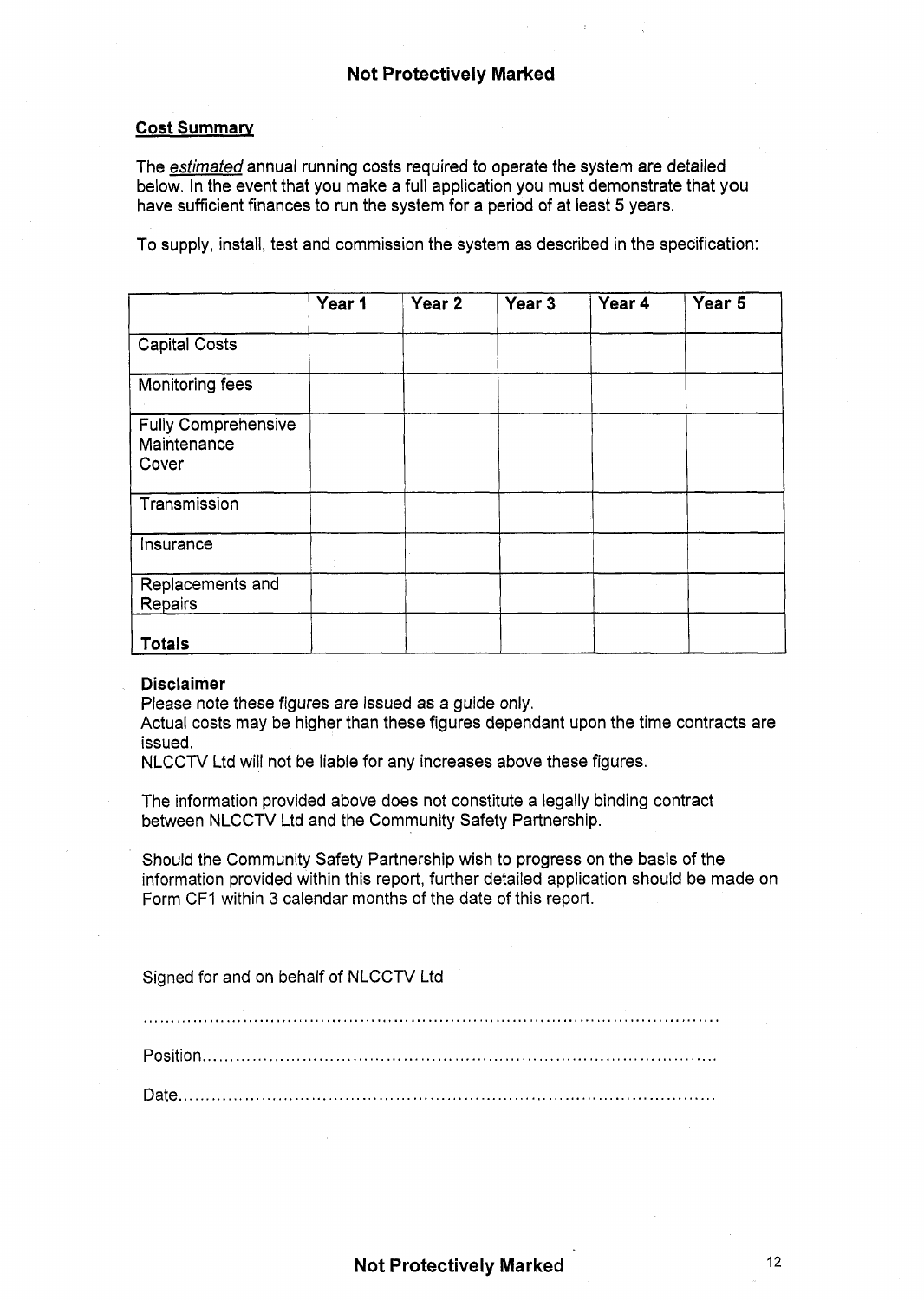**Cost Summary**

The *estimated* annual running costs required to operate the system are detailed below. In the event that you make a full application you must demonstrate that you have sufficient finances to run the system for a period of at least 5 years.

To supply, install, test and commission the system as described in the specification:

| | Year 1 | Year 2 | Year 3 | Year 4 | Year 5 |
|---|---|---|---|---|---|
| Capital Costs | | | | | |
| Monitoring fees | | | | | |
| Fully Comprehensive Maintenance Cover | | | | | |
| Transmission | | | | | |
| Insurance | | | | | |
| Replacements and Repairs | | | | | |
| **Totals** | | | | | |

**Disclaimer**
Please note these figures are issued as a guide only.
Actual costs may be higher than these figures dependant upon the time contracts are issued.
NLCCTV Ltd will not be liable for any increases above these figures.

The information provided above does not constitute a legally binding contract between NLCCTV Ltd and the Community Safety Partnership.

Should the Community Safety Partnership wish to progress on the basis of the information provided within this report, further detailed application should be made on Form CF1 within 3 calendar months of the date of this report.

Signed for and on behalf of NLCCTV Ltd

..........................................................................................................

Position..................................................................................................

Date.......................................................................................................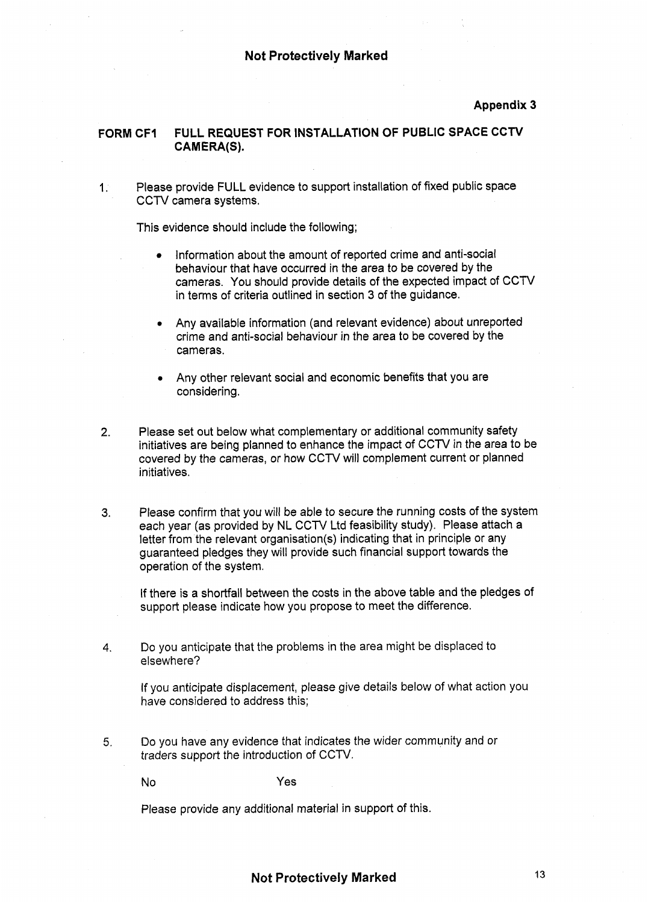**Appendix 3**

**FORM CF1 FULL REQUEST FOR INSTALLATION OF PUBLIC SPACE CCTV CAMERA(S).**

1. Please provide FULL evidence to support installation of fixed public space CCTV camera systems.

   This evidence should include the following;

   - Information about the amount of reported crime and anti-social behaviour that have occurred in the area to be covered by the cameras. You should provide details of the expected impact of CCTV in terms of criteria outlined in section 3 of the guidance.
   - Any available information (and relevant evidence) about unreported crime and anti-social behaviour in the area to be covered by the cameras.
   - Any other relevant social and economic benefits that you are considering.

2. Please set out below what complementary or additional community safety initiatives are being planned to enhance the impact of CCTV in the area to be covered by the cameras, or how CCTV will complement current or planned initiatives.

3. Please confirm that you will be able to secure the running costs of the system each year (as provided by NL CCTV Ltd feasibility study). Please attach a letter from the relevant organisation(s) indicating that in principle or any guaranteed pledges they will provide such financial support towards the operation of the system.

   If there is a shortfall between the costs in the above table and the pledges of support please indicate how you propose to meet the difference.

4. Do you anticipate that the problems in the area might be displaced to elsewhere?

   If you anticipate displacement, please give details below of what action you have considered to address this;

5. Do you have any evidence that indicates the wider community and or traders support the introduction of CCTV.

   No Yes

   Please provide any additional material in support of this.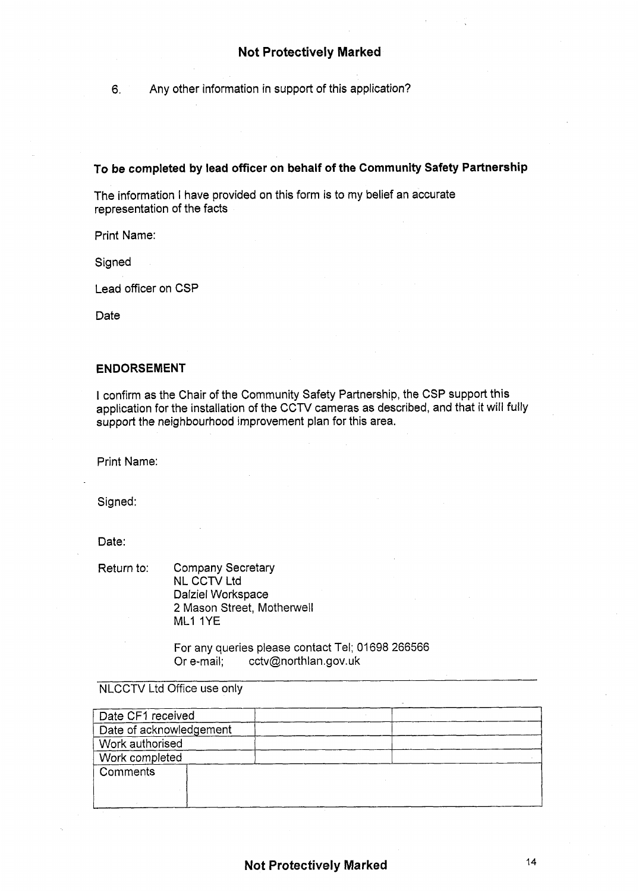6. Any other information in support of this application?

**To be completed by lead officer on behalf of the Community Safety Partnership**

The information I have provided on this form is to my belief an accurate representation of the facts

Print Name:

Signed

Lead officer on CSP

Date

**ENDORSEMENT**

I confirm as the Chair of the Community Safety Partnership, the CSP support this application for the installation of the CCTV cameras as described, and that it will fully support the neighbourhood improvement plan for this area.

Print Name:

Signed:

Date:

Return to: Company Secretary
NL CCTV Ltd
Dalziel Workspace
2 Mason Street, Motherwell
ML1 1YE

For any queries please contact Tel; 01698 266566
Or e-mail; cctv@northlan.gov.uk

NLCCTV Ltd Office use only

| | | |
|---|---|---|
| Date CF1 received | | |
| Date of acknowledgement | | |
| Work authorised | | |
| Work completed | | |
| Comments | | |